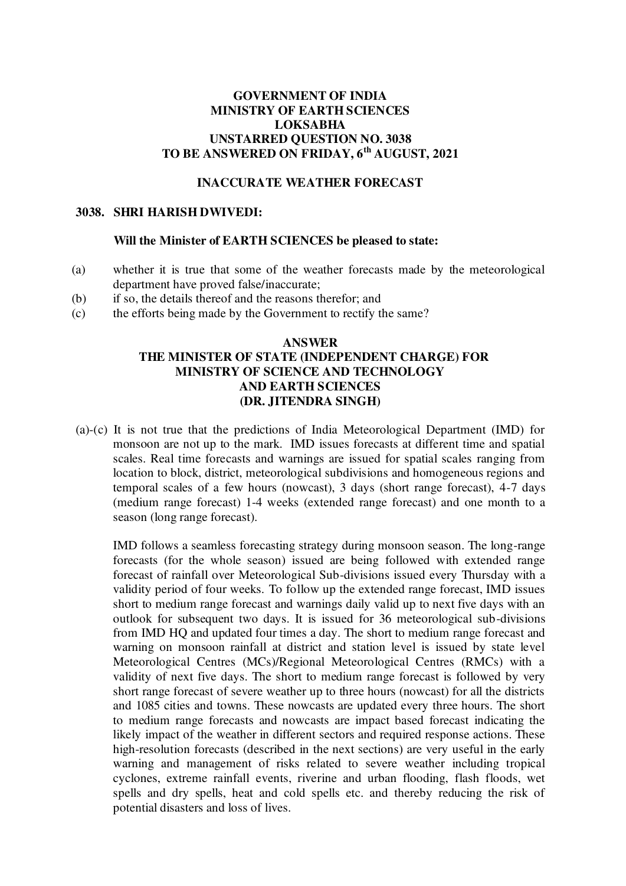**GOVERNMENT OF INDIA**
**MINISTRY OF EARTH SCIENCES**
**LOKSABHA**
**UNSTARRED QUESTION NO. 3038**
**TO BE ANSWERED ON FRIDAY, 6th AUGUST, 2021**

## INACCURATE WEATHER FORECAST

**3038. SHRI HARISH DWIVEDI:**

**Will the Minister of EARTH SCIENCES be pleased to state:**

(a) whether it is true that some of the weather forecasts made by the meteorological department have proved false/inaccurate;

(b) if so, the details thereof and the reasons therefor; and

(c) the efforts being made by the Government to rectify the same?

**ANSWER**
**THE MINISTER OF STATE (INDEPENDENT CHARGE) FOR MINISTRY OF SCIENCE AND TECHNOLOGY AND EARTH SCIENCES**
**(DR. JITENDRA SINGH)**

(a)-(c) It is not true that the predictions of India Meteorological Department (IMD) for monsoon are not up to the mark. IMD issues forecasts at different time and spatial scales. Real time forecasts and warnings are issued for spatial scales ranging from location to block, district, meteorological subdivisions and homogeneous regions and temporal scales of a few hours (nowcast), 3 days (short range forecast), 4-7 days (medium range forecast) 1-4 weeks (extended range forecast) and one month to a season (long range forecast).

IMD follows a seamless forecasting strategy during monsoon season. The long-range forecasts (for the whole season) issued are being followed with extended range forecast of rainfall over Meteorological Sub-divisions issued every Thursday with a validity period of four weeks. To follow up the extended range forecast, IMD issues short to medium range forecast and warnings daily valid up to next five days with an outlook for subsequent two days. It is issued for 36 meteorological sub-divisions from IMD HQ and updated four times a day. The short to medium range forecast and warning on monsoon rainfall at district and station level is issued by state level Meteorological Centres (MCs)/Regional Meteorological Centres (RMCs) with a validity of next five days. The short to medium range forecast is followed by very short range forecast of severe weather up to three hours (nowcast) for all the districts and 1085 cities and towns. These nowcasts are updated every three hours. The short to medium range forecasts and nowcasts are impact based forecast indicating the likely impact of the weather in different sectors and required response actions. These high-resolution forecasts (described in the next sections) are very useful in the early warning and management of risks related to severe weather including tropical cyclones, extreme rainfall events, riverine and urban flooding, flash floods, wet spells and dry spells, heat and cold spells etc. and thereby reducing the risk of potential disasters and loss of lives.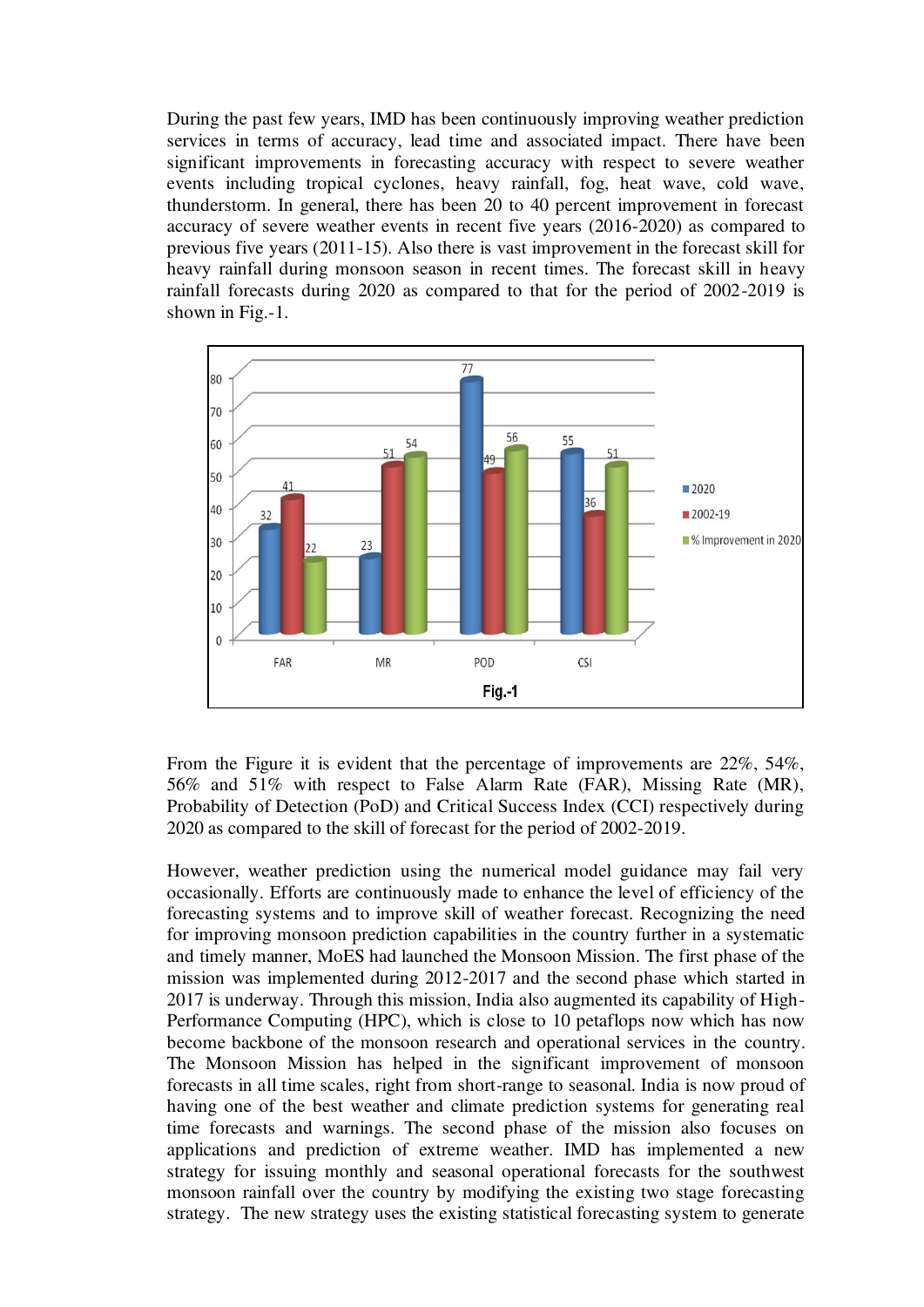During the past few years, IMD has been continuously improving weather prediction services in terms of accuracy, lead time and associated impact. There have been significant improvements in forecasting accuracy with respect to severe weather events including tropical cyclones, heavy rainfall, fog, heat wave, cold wave, thunderstorm. In general, there has been 20 to 40 percent improvement in forecast accuracy of severe weather events in recent five years (2016-2020) as compared to previous five years (2011-15). Also there is vast improvement in the forecast skill for heavy rainfall during monsoon season in recent times. The forecast skill in heavy rainfall forecasts during 2020 as compared to that for the period of 2002-2019 is shown in Fig.-1.

| | FAR | MR | POD | CSI |
|---|---|---|---|---|
| 2020 | 32 | 23 | 77 | 55 |
| 2002-19 | 41 | 51 | 49 | 36 |
| % Improvement in 2020 | 22 | 54 | 56 | 51 |

**Fig.-1**

From the Figure it is evident that the percentage of improvements are 22%, 54%, 56% and 51% with respect to False Alarm Rate (FAR), Missing Rate (MR), Probability of Detection (PoD) and Critical Success Index (CCI) respectively during 2020 as compared to the skill of forecast for the period of 2002-2019.

However, weather prediction using the numerical model guidance may fail very occasionally. Efforts are continuously made to enhance the level of efficiency of the forecasting systems and to improve skill of weather forecast. Recognizing the need for improving monsoon prediction capabilities in the country further in a systematic and timely manner, MoES had launched the Monsoon Mission. The first phase of the mission was implemented during 2012-2017 and the second phase which started in 2017 is underway. Through this mission, India also augmented its capability of High-Performance Computing (HPC), which is close to 10 petaflops now which has now become backbone of the monsoon research and operational services in the country. The Monsoon Mission has helped in the significant improvement of monsoon forecasts in all time scales, right from short-range to seasonal. India is now proud of having one of the best weather and climate prediction systems for generating real time forecasts and warnings. The second phase of the mission also focuses on applications and prediction of extreme weather. IMD has implemented a new strategy for issuing monthly and seasonal operational forecasts for the southwest monsoon rainfall over the country by modifying the existing two stage forecasting strategy. The new strategy uses the existing statistical forecasting system to generate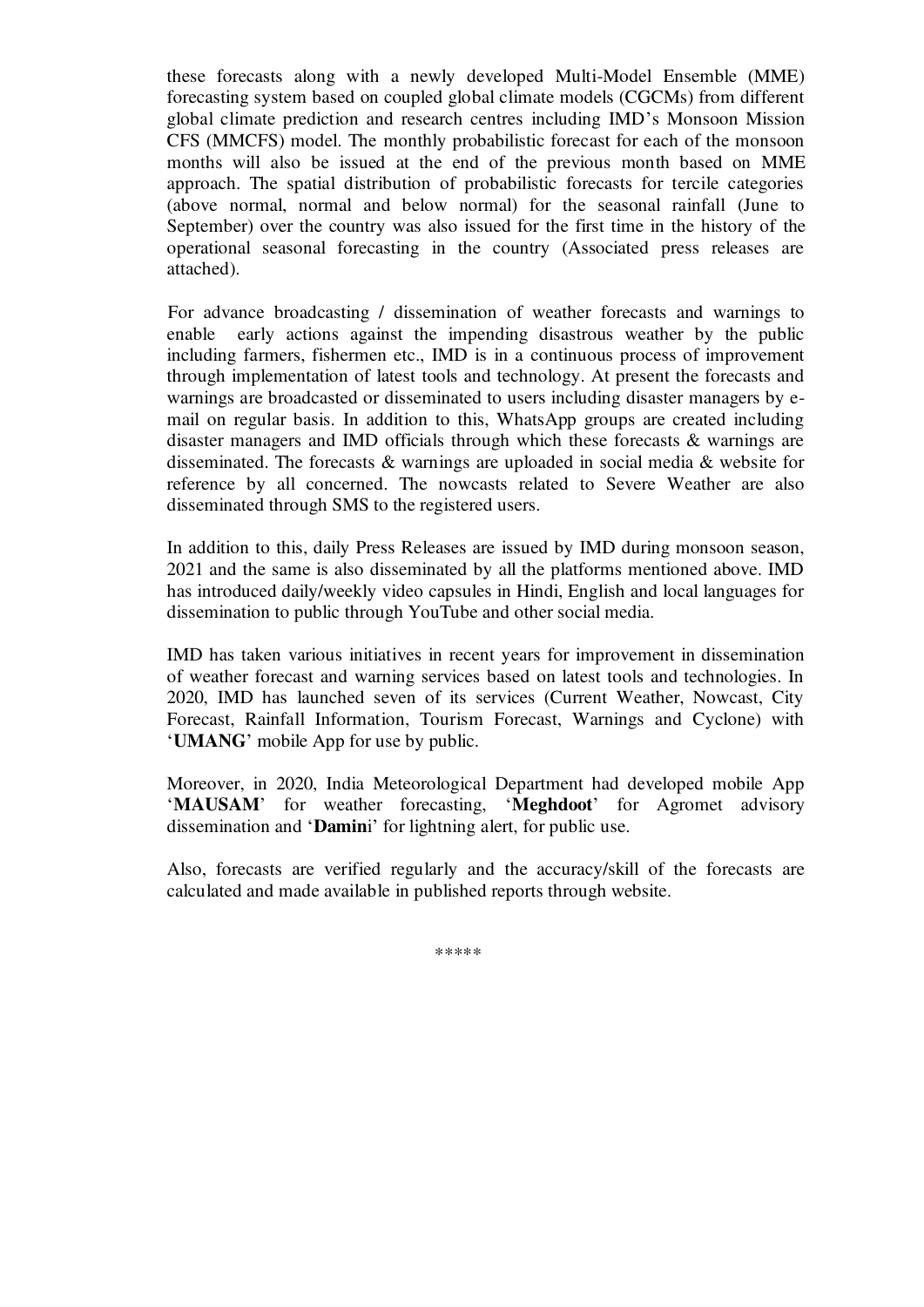these forecasts along with a newly developed Multi-Model Ensemble (MME) forecasting system based on coupled global climate models (CGCMs) from different global climate prediction and research centres including IMD's Monsoon Mission CFS (MMCFS) model. The monthly probabilistic forecast for each of the monsoon months will also be issued at the end of the previous month based on MME approach. The spatial distribution of probabilistic forecasts for tercile categories (above normal, normal and below normal) for the seasonal rainfall (June to September) over the country was also issued for the first time in the history of the operational seasonal forecasting in the country (Associated press releases are attached).

For advance broadcasting / dissemination of weather forecasts and warnings to enable early actions against the impending disastrous weather by the public including farmers, fishermen etc., IMD is in a continuous process of improvement through implementation of latest tools and technology. At present the forecasts and warnings are broadcasted or disseminated to users including disaster managers by e-mail on regular basis. In addition to this, WhatsApp groups are created including disaster managers and IMD officials through which these forecasts & warnings are disseminated. The forecasts & warnings are uploaded in social media & website for reference by all concerned. The nowcasts related to Severe Weather are also disseminated through SMS to the registered users.

In addition to this, daily Press Releases are issued by IMD during monsoon season, 2021 and the same is also disseminated by all the platforms mentioned above. IMD has introduced daily/weekly video capsules in Hindi, English and local languages for dissemination to public through YouTube and other social media.

IMD has taken various initiatives in recent years for improvement in dissemination of weather forecast and warning services based on latest tools and technologies. In 2020, IMD has launched seven of its services (Current Weather, Nowcast, City Forecast, Rainfall Information, Tourism Forecast, Warnings and Cyclone) with '**UMANG**' mobile App for use by public.

Moreover, in 2020, India Meteorological Department had developed mobile App '**MAUSAM**' for weather forecasting, '**Meghdoot**' for Agromet advisory dissemination and '**Damin**i' for lightning alert, for public use.

Also, forecasts are verified regularly and the accuracy/skill of the forecasts are calculated and made available in published reports through website.

*****